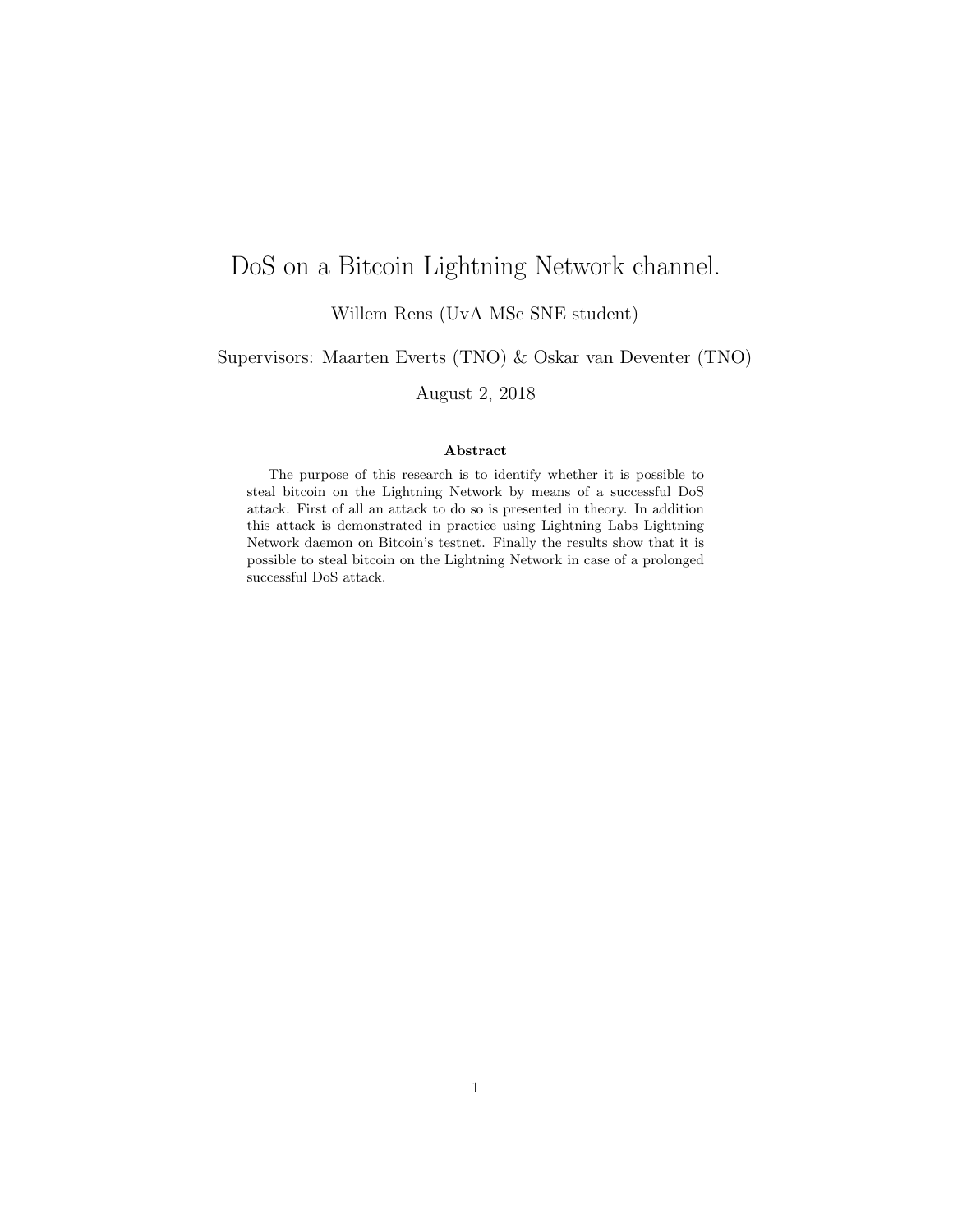# DoS on a Bitcoin Lightning Network channel.

Willem Rens (UvA MSc SNE student)

Supervisors: Maarten Everts (TNO) & Oskar van Deventer (TNO)

August 2, 2018

### Abstract

The purpose of this research is to identify whether it is possible to steal bitcoin on the Lightning Network by means of a successful DoS attack. First of all an attack to do so is presented in theory. In addition this attack is demonstrated in practice using Lightning Labs Lightning Network daemon on Bitcoin's testnet. Finally the results show that it is possible to steal bitcoin on the Lightning Network in case of a prolonged successful DoS attack.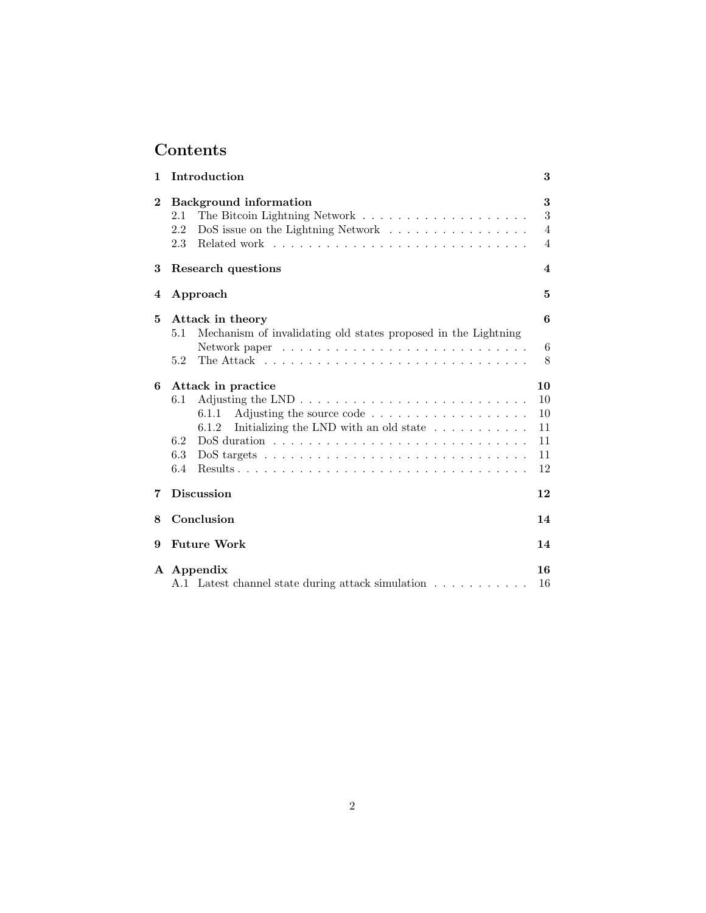# Contents

**1 Introduction** **3**

**2 Background information** **3**

- 2.1 The Bitcoin Lightning Network . . . . . . . . . . . . . . . . . . . . 3
- 2.2 DoS issue on the Lightning Network . . . . . . . . . . . . . . . . . 4
- 2.3 Related work . . . . . . . . . . . . . . . . . . . . . . . . . . . . . . . 4

**3 Research questions** **4**

**4 Approach** **5**

**5 Attack in theory** **6**

- 5.1 Mechanism of invalidating old states proposed in the Lightning Network paper . . . . . . . . . . . . . . . . . . . . . . . . . . . . . 6
- 5.2 The Attack . . . . . . . . . . . . . . . . . . . . . . . . . . . . . . . 8

**6 Attack in practice** **10**

- 6.1 Adjusting the LND . . . . . . . . . . . . . . . . . . . . . . . . . . 10
  - 6.1.1 Adjusting the source code . . . . . . . . . . . . . . . . . . 10
  - 6.1.2 Initializing the LND with an old state . . . . . . . . . . . 11
- 6.2 DoS duration . . . . . . . . . . . . . . . . . . . . . . . . . . . . . 11
- 6.3 DoS targets . . . . . . . . . . . . . . . . . . . . . . . . . . . . . . 11
- 6.4 Results . . . . . . . . . . . . . . . . . . . . . . . . . . . . . . . . . 12

**7 Discussion** **12**

**8 Conclusion** **14**

**9 Future Work** **14**

**A Appendix** **16**

- A.1 Latest channel state during attack simulation . . . . . . . . . . . 16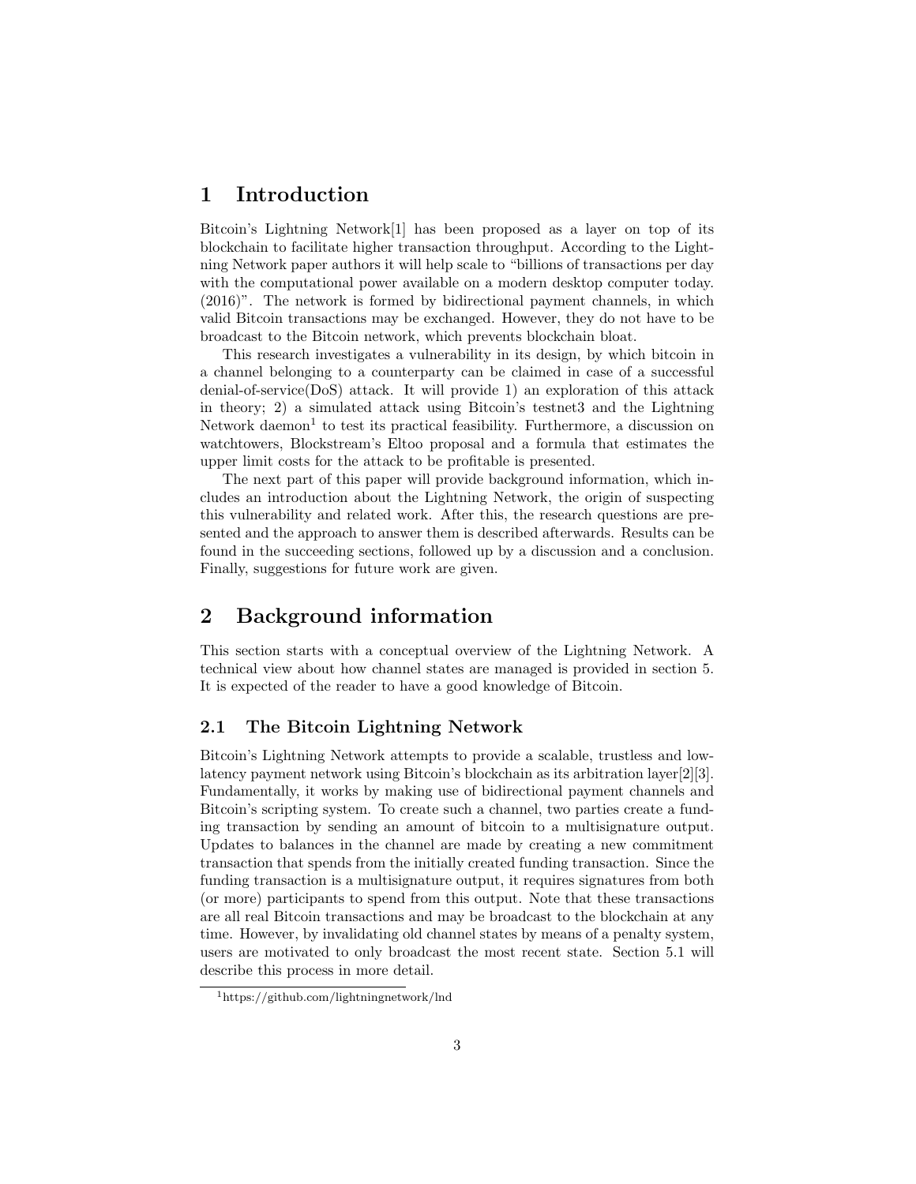# 1 Introduction

Bitcoin's Lightning Network[1] has been proposed as a layer on top of its blockchain to facilitate higher transaction throughput. According to the Lightning Network paper authors it will help scale to "billions of transactions per day with the computational power available on a modern desktop computer today. (2016)". The network is formed by bidirectional payment channels, in which valid Bitcoin transactions may be exchanged. However, they do not have to be broadcast to the Bitcoin network, which prevents blockchain bloat.

This research investigates a vulnerability in its design, by which bitcoin in a channel belonging to a counterparty can be claimed in case of a successful denial-of-service(DoS) attack. It will provide 1) an exploration of this attack in theory; 2) a simulated attack using Bitcoin's testnet3 and the Lightning Network daemon[1] to test its practical feasibility. Furthermore, a discussion on watchtowers, Blockstream's Eltoo proposal and a formula that estimates the upper limit costs for the attack to be profitable is presented.

The next part of this paper will provide background information, which includes an introduction about the Lightning Network, the origin of suspecting this vulnerability and related work. After this, the research questions are presented and the approach to answer them is described afterwards. Results can be found in the succeeding sections, followed up by a discussion and a conclusion. Finally, suggestions for future work are given.

# 2 Background information

This section starts with a conceptual overview of the Lightning Network. A technical view about how channel states are managed is provided in section 5. It is expected of the reader to have a good knowledge of Bitcoin.

## 2.1 The Bitcoin Lightning Network

Bitcoin's Lightning Network attempts to provide a scalable, trustless and low-latency payment network using Bitcoin's blockchain as its arbitration layer[2][3]. Fundamentally, it works by making use of bidirectional payment channels and Bitcoin's scripting system. To create such a channel, two parties create a funding transaction by sending an amount of bitcoin to a multisignature output. Updates to balances in the channel are made by creating a new commitment transaction that spends from the initially created funding transaction. Since the funding transaction is a multisignature output, it requires signatures from both (or more) participants to spend from this output. Note that these transactions are all real Bitcoin transactions and may be broadcast to the blockchain at any time. However, by invalidating old channel states by means of a penalty system, users are motivated to only broadcast the most recent state. Section 5.1 will describe this process in more detail.

[1] https://github.com/lightningnetwork/lnd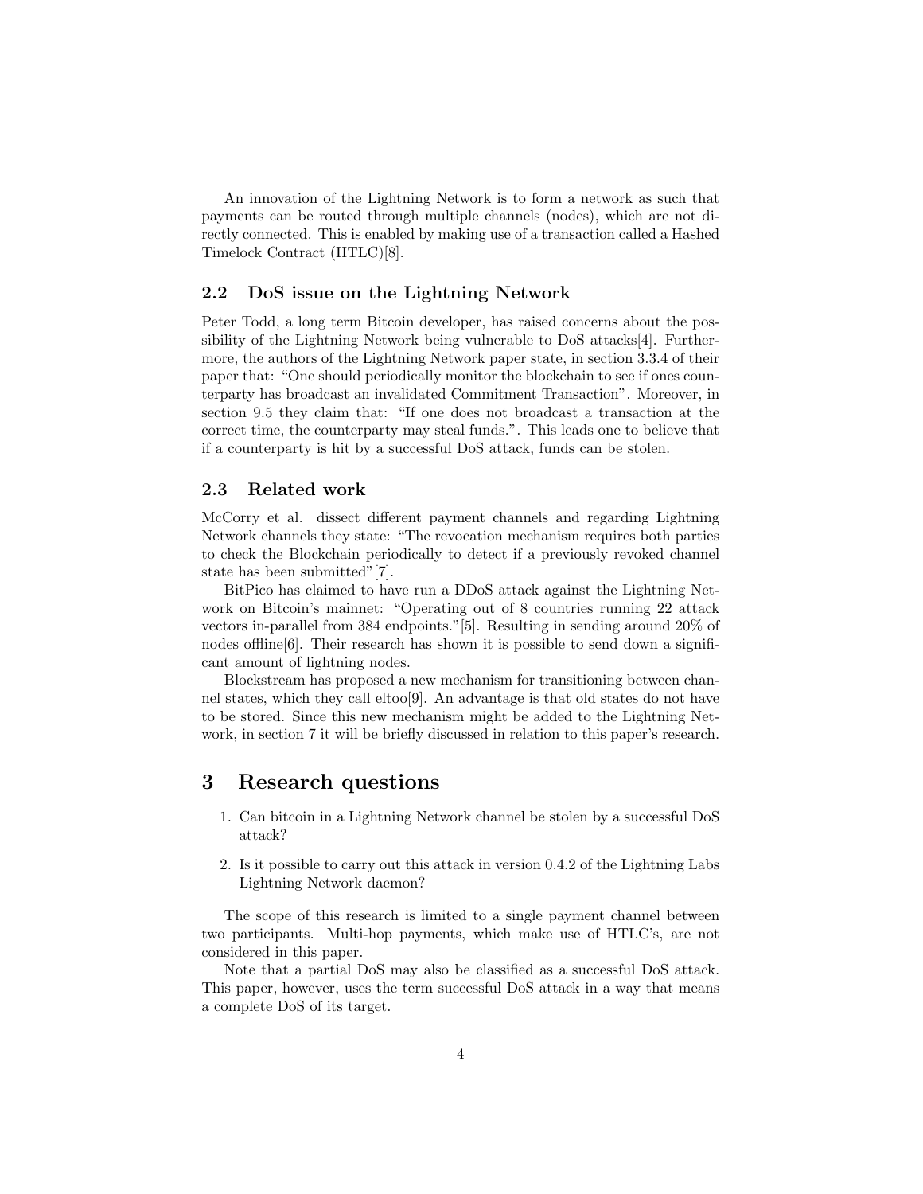An innovation of the Lightning Network is to form a network as such that payments can be routed through multiple channels (nodes), which are not directly connected. This is enabled by making use of a transaction called a Hashed Timelock Contract (HTLC)[8].

### 2.2 DoS issue on the Lightning Network

Peter Todd, a long term Bitcoin developer, has raised concerns about the possibility of the Lightning Network being vulnerable to DoS attacks[4]. Furthermore, the authors of the Lightning Network paper state, in section 3.3.4 of their paper that: "One should periodically monitor the blockchain to see if ones counterparty has broadcast an invalidated Commitment Transaction". Moreover, in section 9.5 they claim that: "If one does not broadcast a transaction at the correct time, the counterparty may steal funds.". This leads one to believe that if a counterparty is hit by a successful DoS attack, funds can be stolen.

### 2.3 Related work

McCorry et al. dissect different payment channels and regarding Lightning Network channels they state: "The revocation mechanism requires both parties to check the Blockchain periodically to detect if a previously revoked channel state has been submitted"[7].

BitPico has claimed to have run a DDoS attack against the Lightning Network on Bitcoin's mainnet: "Operating out of 8 countries running 22 attack vectors in-parallel from 384 endpoints."[5]. Resulting in sending around 20% of nodes offline[6]. Their research has shown it is possible to send down a significant amount of lightning nodes.

Blockstream has proposed a new mechanism for transitioning between channel states, which they call eltoo[9]. An advantage is that old states do not have to be stored. Since this new mechanism might be added to the Lightning Network, in section 7 it will be briefly discussed in relation to this paper's research.

## 3 Research questions

1. Can bitcoin in a Lightning Network channel be stolen by a successful DoS attack?
2. Is it possible to carry out this attack in version 0.4.2 of the Lightning Labs Lightning Network daemon?

The scope of this research is limited to a single payment channel between two participants. Multi-hop payments, which make use of HTLC's, are not considered in this paper.

Note that a partial DoS may also be classified as a successful DoS attack. This paper, however, uses the term successful DoS attack in a way that means a complete DoS of its target.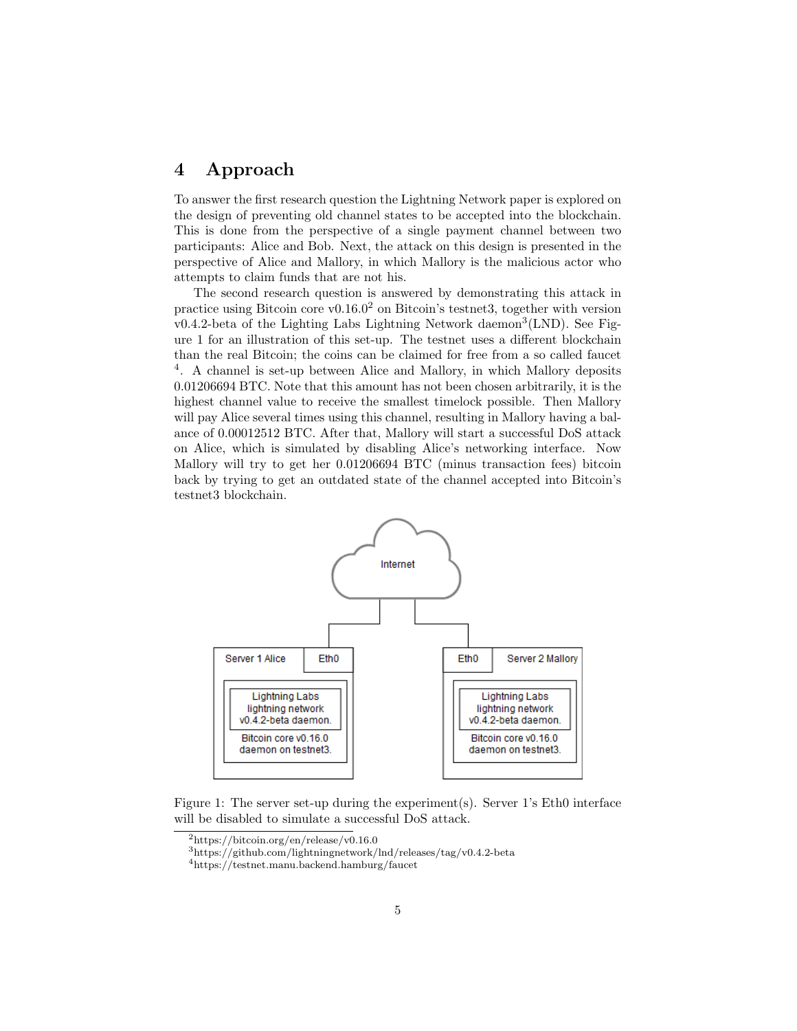## 4 Approach

To answer the first research question the Lightning Network paper is explored on the design of preventing old channel states to be accepted into the blockchain. This is done from the perspective of a single payment channel between two participants: Alice and Bob. Next, the attack on this design is presented in the perspective of Alice and Mallory, in which Mallory is the malicious actor who attempts to claim funds that are not his.

The second research question is answered by demonstrating this attack in practice using Bitcoin core v0.16.0[2] on Bitcoin's testnet3, together with version v0.4.2-beta of the Lighting Labs Lightning Network daemon[3](LND). See Figure 1 for an illustration of this set-up. The testnet uses a different blockchain than the real Bitcoin; the coins can be claimed for free from a so called faucet [4]. A channel is set-up between Alice and Mallory, in which Mallory deposits 0.01206694 BTC. Note that this amount has not been chosen arbitrarily, it is the highest channel value to receive the smallest timelock possible. Then Mallory will pay Alice several times using this channel, resulting in Mallory having a balance of 0.00012512 BTC. After that, Mallory will start a successful DoS attack on Alice, which is simulated by disabling Alice's networking interface. Now Mallory will try to get her 0.01206694 BTC (minus transaction fees) bitcoin back by trying to get an outdated state of the channel accepted into Bitcoin's testnet3 blockchain.

Internet

Server 1 Alice
Eth0
Lightning Labs lightning network v0.4.2-beta daemon.
Bitcoin core v0.16.0 daemon on testnet3.

Eth0
Server 2 Mallory
Lightning Labs lightning network v0.4.2-beta daemon.
Bitcoin core v0.16.0 daemon on testnet3.

Figure 1: The server set-up during the experiment(s). Server 1's Eth0 interface will be disabled to simulate a successful DoS attack.

[2] https://bitcoin.org/en/release/v0.16.0
[3] https://github.com/lightningnetwork/lnd/releases/tag/v0.4.2-beta
[4] https://testnet.manu.backend.hamburg/faucet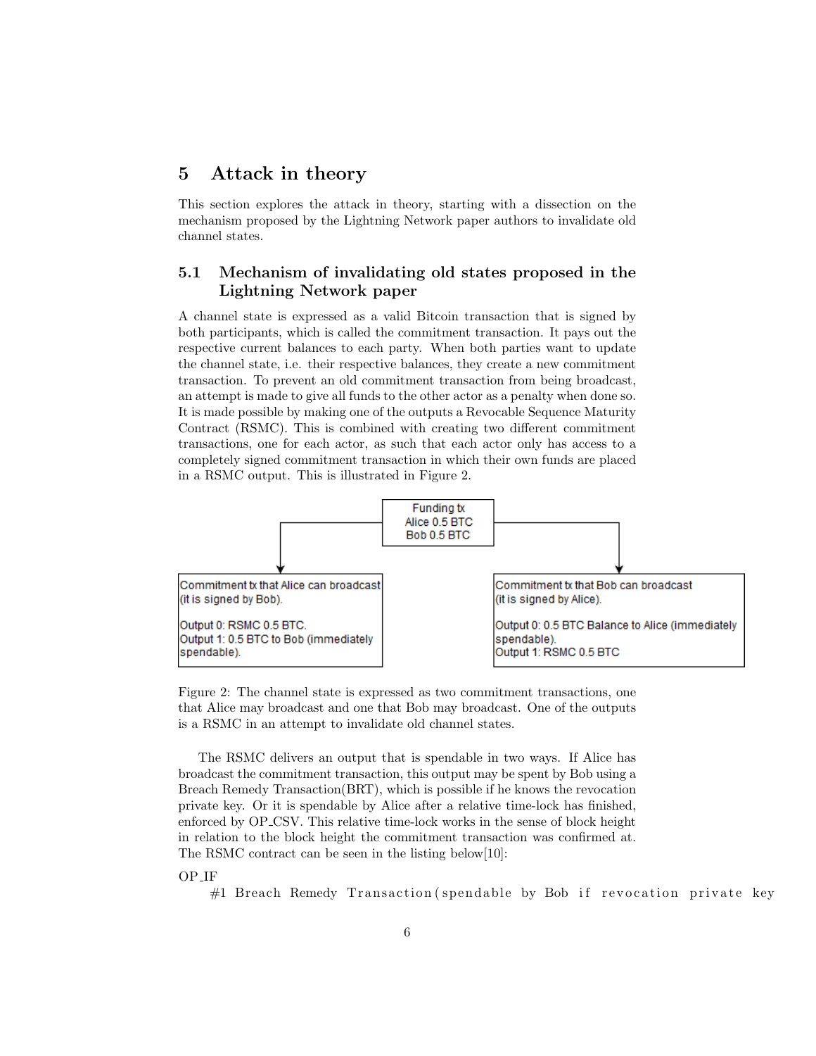## 5 Attack in theory

This section explores the attack in theory, starting with a dissection on the mechanism proposed by the Lightning Network paper authors to invalidate old channel states.

### 5.1 Mechanism of invalidating old states proposed in the Lightning Network paper

A channel state is expressed as a valid Bitcoin transaction that is signed by both participants, which is called the commitment transaction. It pays out the respective current balances to each party. When both parties want to update the channel state, i.e. their respective balances, they create a new commitment transaction. To prevent an old commitment transaction from being broadcast, an attempt is made to give all funds to the other actor as a penalty when done so. It is made possible by making one of the outputs a Revocable Sequence Maturity Contract (RSMC). This is combined with creating two different commitment transactions, one for each actor, as such that each actor only has access to a completely signed commitment transaction in which their own funds are placed in a RSMC output. This is illustrated in Figure 2.

Funding tx
Alice 0.5 BTC
Bob 0.5 BTC

Commitment tx that Alice can broadcast (it is signed by Bob).
Output 0: RSMC 0.5 BTC.
Output 1: 0.5 BTC to Bob (immediately spendable).

Commitment tx that Bob can broadcast (it is signed by Alice).
Output 0: 0.5 BTC Balance to Alice (immediately spendable).
Output 1: RSMC 0.5 BTC

Figure 2: The channel state is expressed as two commitment transactions, one that Alice may broadcast and one that Bob may broadcast. One of the outputs is a RSMC in an attempt to invalidate old channel states.

The RSMC delivers an output that is spendable in two ways. If Alice has broadcast the commitment transaction, this output may be spent by Bob using a Breach Remedy Transaction(BRT), which is possible if he knows the revocation private key. Or it is spendable by Alice after a relative time-lock has finished, enforced by OP_CSV. This relative time-lock works in the sense of block height in relation to the block height the commitment transaction was confirmed at. The RSMC contract can be seen in the listing below[10]:

```
OP_IF
    #1 Breach Remedy Transaction(spendable by Bob if revocation private key
```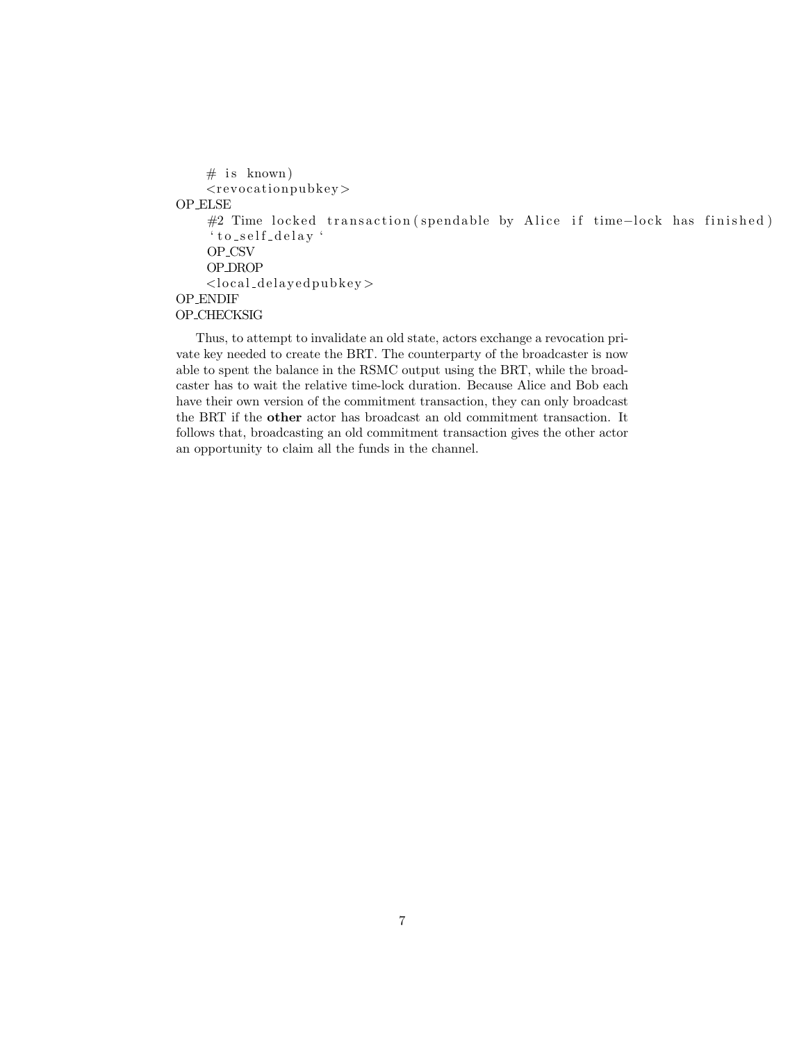```
    # is known)
    <revocationpubkey>
OP_ELSE
    #2 Time locked transaction(spendable by Alice if time-lock has finished)
    `to_self_delay`
    OP_CSV
    OP_DROP
    <local_delayedpubkey>
OP_ENDIF
OP_CHECKSIG
```

Thus, to attempt to invalidate an old state, actors exchange a revocation private key needed to create the BRT. The counterparty of the broadcaster is now able to spent the balance in the RSMC output using the BRT, while the broadcaster has to wait the relative time-lock duration. Because Alice and Bob each have their own version of the commitment transaction, they can only broadcast the BRT if the **other** actor has broadcast an old commitment transaction. It follows that, broadcasting an old commitment transaction gives the other actor an opportunity to claim all the funds in the channel.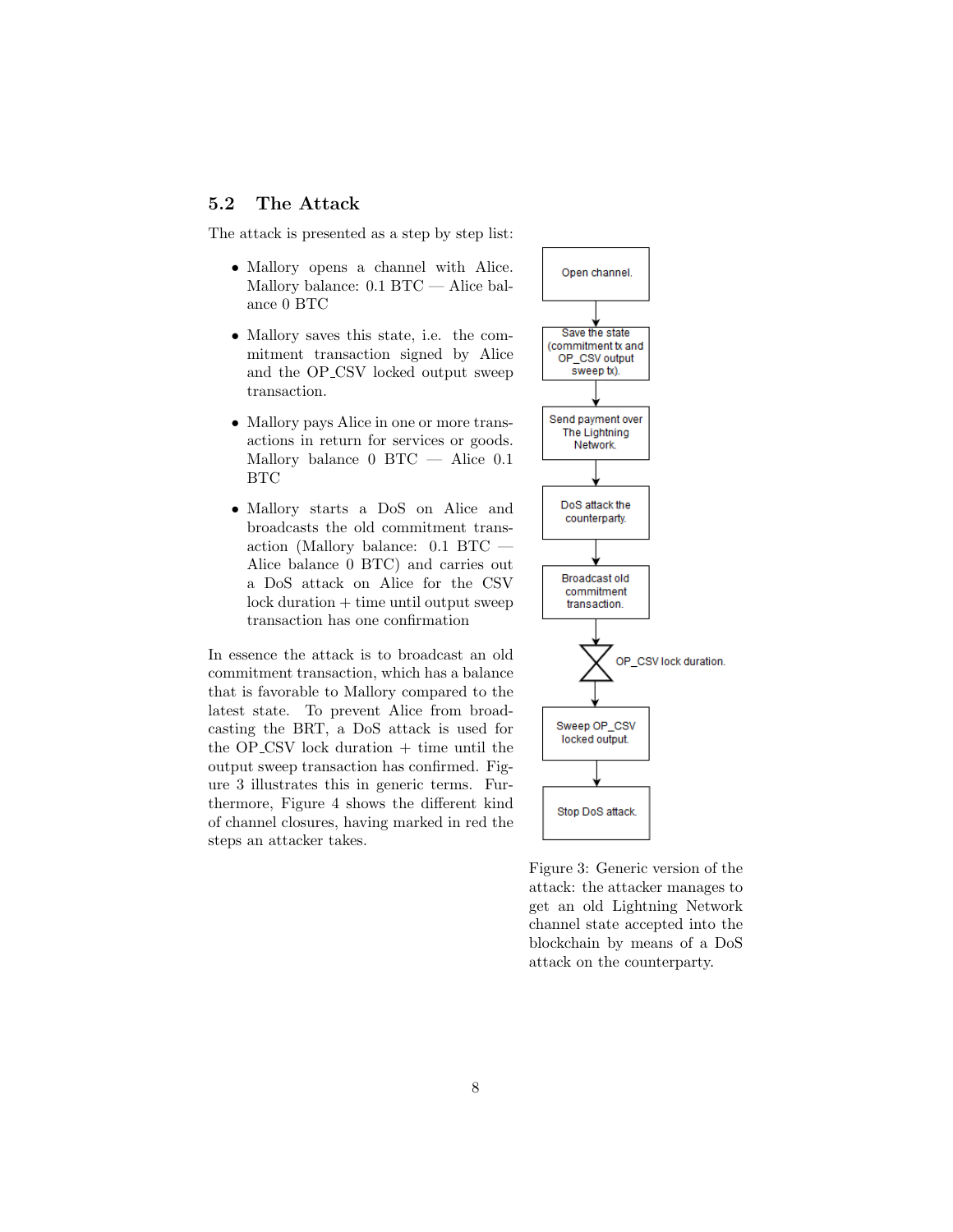## 5.2 The Attack

The attack is presented as a step by step list:

- Mallory opens a channel with Alice. Mallory balance: 0.1 BTC — Alice balance 0 BTC
- Mallory saves this state, i.e. the commitment transaction signed by Alice and the OP_CSV locked output sweep transaction.
- Mallory pays Alice in one or more transactions in return for services or goods. Mallory balance 0 BTC — Alice 0.1 BTC
- Mallory starts a DoS on Alice and broadcasts the old commitment transaction (Mallory balance: 0.1 BTC — Alice balance 0 BTC) and carries out a DoS attack on Alice for the CSV lock duration + time until output sweep transaction has one confirmation

In essence the attack is to broadcast an old commitment transaction, which has a balance that is favorable to Mallory compared to the latest state. To prevent Alice from broadcasting the BRT, a DoS attack is used for the OP_CSV lock duration + time until the output sweep transaction has confirmed. Figure 3 illustrates this in generic terms. Furthermore, Figure 4 shows the different kind of channel closures, having marked in red the steps an attacker takes.

Open channel.

Save the state (commitment tx and OP_CSV output sweep tx).

Send payment over The Lightning Network.

DoS attack the counterparty.

Broadcast old commitment transaction.

OP_CSV lock duration.

Sweep OP_CSV locked output.

Stop DoS attack.

Figure 3: Generic version of the attack: the attacker manages to get an old Lightning Network channel state accepted into the blockchain by means of a DoS attack on the counterparty.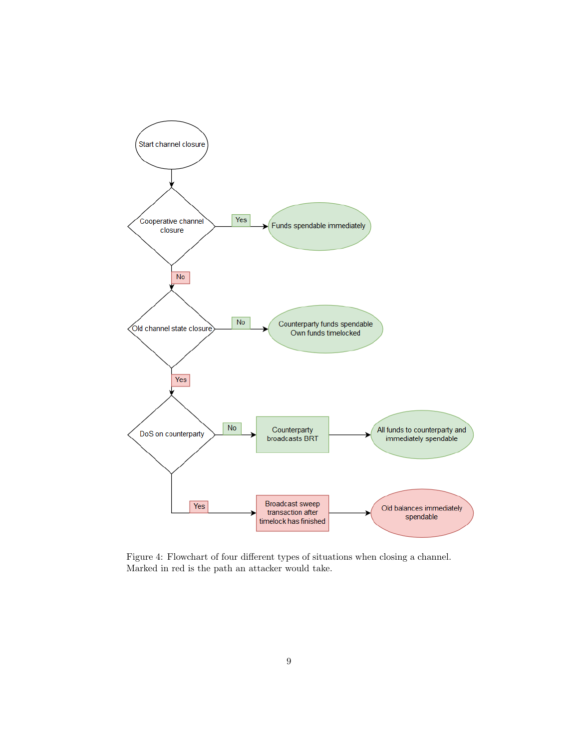Start channel closure

Cooperative channel closure

Yes

Funds spendable immediately

No

Old channel state closure

No

Counterparty funds spendable
Own funds timelocked

Yes

DoS on counterparty

No

Counterparty broadcasts BRT

All funds to counterparty and immediately spendable

Yes

Broadcast sweep transaction after timelock has finished

Old balances immediately spendable

Figure 4: Flowchart of four different types of situations when closing a channel. Marked in red is the path an attacker would take.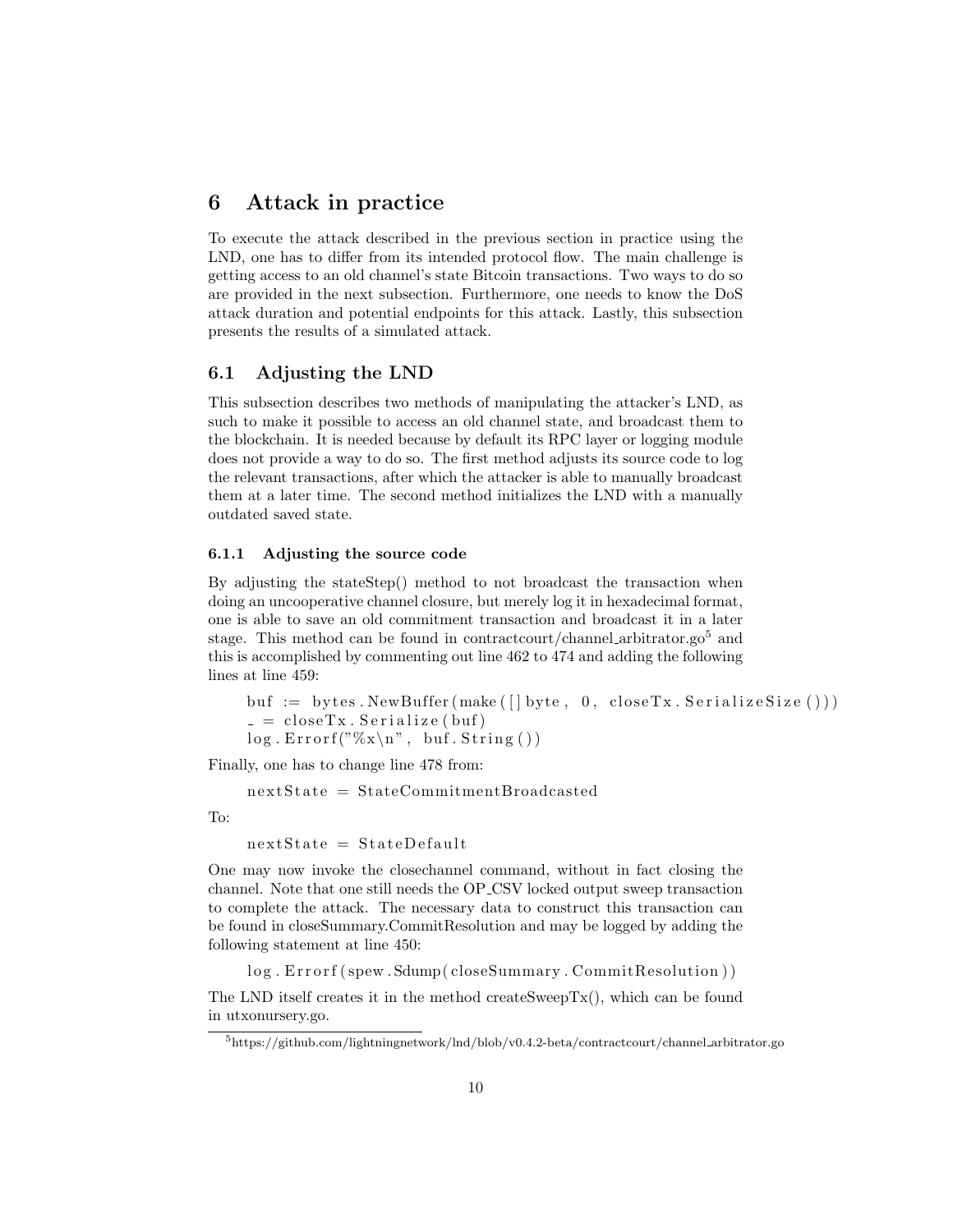# 6 Attack in practice

To execute the attack described in the previous section in practice using the LND, one has to differ from its intended protocol flow. The main challenge is getting access to an old channel's state Bitcoin transactions. Two ways to do so are provided in the next subsection. Furthermore, one needs to know the DoS attack duration and potential endpoints for this attack. Lastly, this subsection presents the results of a simulated attack.

## 6.1 Adjusting the LND

This subsection describes two methods of manipulating the attacker's LND, as such to make it possible to access an old channel state, and broadcast them to the blockchain. It is needed because by default its RPC layer or logging module does not provide a way to do so. The first method adjusts its source code to log the relevant transactions, after which the attacker is able to manually broadcast them at a later time. The second method initializes the LND with a manually outdated saved state.

### 6.1.1 Adjusting the source code

By adjusting the stateStep() method to not broadcast the transaction when doing an uncooperative channel closure, but merely log it in hexadecimal format, one is able to save an old commitment transaction and broadcast it in a later stage. This method can be found in contractcourt/channel_arbitrator.go[5] and this is accomplished by commenting out line 462 to 474 and adding the following lines at line 459:

```
buf := bytes.NewBuffer(make([]byte, 0, closeTx.SerializeSize()))
_ = closeTx.Serialize(buf)
log.Errorf("%x\n", buf.String())
```

Finally, one has to change line 478 from:

```
nextState = StateCommitmentBroadcasted
```

To:

```
nextState = StateDefault
```

One may now invoke the closechannel command, without in fact closing the channel. Note that one still needs the OP_CSV locked output sweep transaction to complete the attack. The necessary data to construct this transaction can be found in closeSummary.CommitResolution and may be logged by adding the following statement at line 450:

```
log.Errorf(spew.Sdump(closeSummary.CommitResolution))
```

The LND itself creates it in the method createSweepTx(), which can be found in utxonursery.go.

[5] https://github.com/lightningnetwork/lnd/blob/v0.4.2-beta/contractcourt/channel_arbitrator.go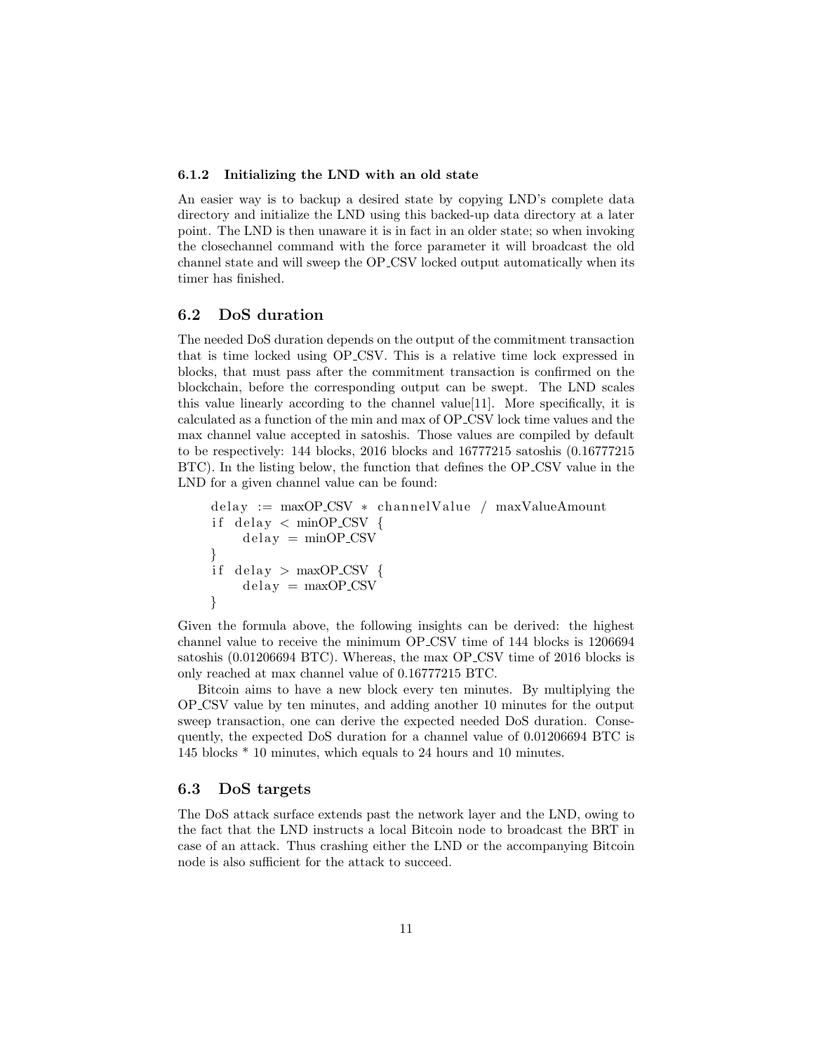#### 6.1.2 Initializing the LND with an old state

An easier way is to backup a desired state by copying LND's complete data directory and initialize the LND using this backed-up data directory at a later point. The LND is then unaware it is in fact in an older state; so when invoking the closechannel command with the force parameter it will broadcast the old channel state and will sweep the OP_CSV locked output automatically when its timer has finished.

### 6.2 DoS duration

The needed DoS duration depends on the output of the commitment transaction that is time locked using OP_CSV. This is a relative time lock expressed in blocks, that must pass after the commitment transaction is confirmed on the blockchain, before the corresponding output can be swept. The LND scales this value linearly according to the channel value[11]. More specifically, it is calculated as a function of the min and max of OP_CSV lock time values and the max channel value accepted in satoshis. Those values are compiled by default to be respectively: 144 blocks, 2016 blocks and 16777215 satoshis (0.16777215 BTC). In the listing below, the function that defines the OP_CSV value in the LND for a given channel value can be found:

```
delay := maxOP_CSV * channelValue / maxValueAmount
if delay < minOP_CSV {
    delay = minOP_CSV
}
if delay > maxOP_CSV {
    delay = maxOP_CSV
}
```

Given the formula above, the following insights can be derived: the highest channel value to receive the minimum OP_CSV time of 144 blocks is 1206694 satoshis (0.01206694 BTC). Whereas, the max OP_CSV time of 2016 blocks is only reached at max channel value of 0.16777215 BTC.

Bitcoin aims to have a new block every ten minutes. By multiplying the OP_CSV value by ten minutes, and adding another 10 minutes for the output sweep transaction, one can derive the expected needed DoS duration. Consequently, the expected DoS duration for a channel value of 0.01206694 BTC is 145 blocks * 10 minutes, which equals to 24 hours and 10 minutes.

### 6.3 DoS targets

The DoS attack surface extends past the network layer and the LND, owing to the fact that the LND instructs a local Bitcoin node to broadcast the BRT in case of an attack. Thus crashing either the LND or the accompanying Bitcoin node is also sufficient for the attack to succeed.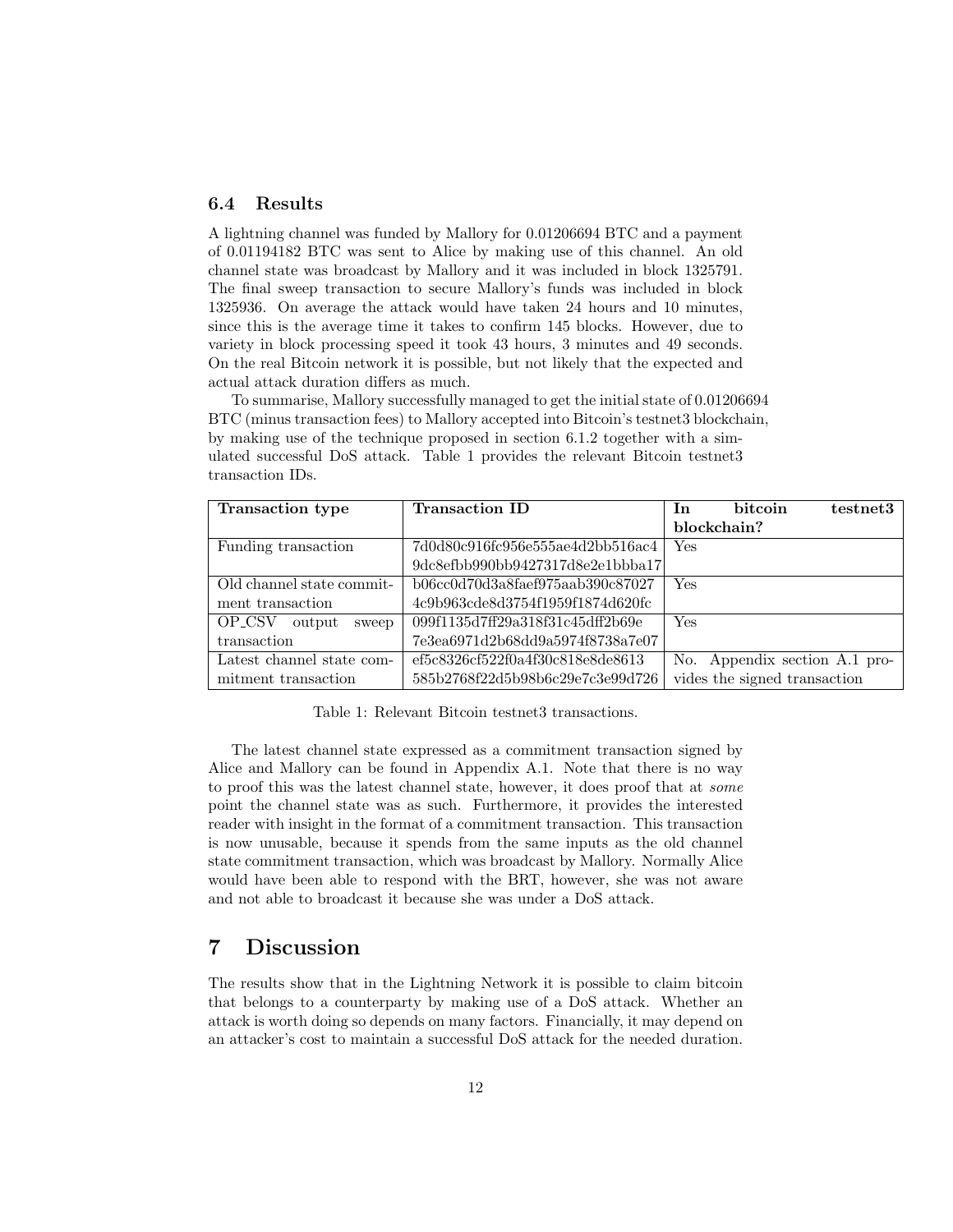### 6.4 Results

A lightning channel was funded by Mallory for 0.01206694 BTC and a payment of 0.01194182 BTC was sent to Alice by making use of this channel. An old channel state was broadcast by Mallory and it was included in block 1325791. The final sweep transaction to secure Mallory's funds was included in block 1325936. On average the attack would have taken 24 hours and 10 minutes, since this is the average time it takes to confirm 145 blocks. However, due to variety in block processing speed it took 43 hours, 3 minutes and 49 seconds. On the real Bitcoin network it is possible, but not likely that the expected and actual attack duration differs as much.

To summarise, Mallory successfully managed to get the initial state of 0.01206694 BTC (minus transaction fees) to Mallory accepted into Bitcoin's testnet3 blockchain, by making use of the technique proposed in section 6.1.2 together with a simulated successful DoS attack. Table 1 provides the relevant Bitcoin testnet3 transaction IDs.

| **Transaction type** | **Transaction ID** | **In bitcoin testnet3 blockchain?** |
|---|---|---|
| Funding transaction | 7d0d80c916fc956e555ae4d2bb516ac4 9dc8efbb990bb9427317d8e2e1bbba17 | Yes |
| Old channel state commitment transaction | b06cc0d70d3a8faef975aab390c87027 4c9b963cde8d3754f1959f1874d620fc | Yes |
| OP_CSV output sweep transaction | 099f1135d7ff29a318f31c45dff2b69e 7e3ea6971d2b68dd9a5974f8738a7e07 | Yes |
| Latest channel state commitment transaction | ef5c8326cf522f0a4f30c818e8de8613 585b2768f22d5b98b6c29e7c3e99d726 | No. Appendix section A.1 provides the signed transaction |

Table 1: Relevant Bitcoin testnet3 transactions.

The latest channel state expressed as a commitment transaction signed by Alice and Mallory can be found in Appendix A.1. Note that there is no way to proof this was the latest channel state, however, it does proof that at *some* point the channel state was as such. Furthermore, it provides the interested reader with insight in the format of a commitment transaction. This transaction is now unusable, because it spends from the same inputs as the old channel state commitment transaction, which was broadcast by Mallory. Normally Alice would have been able to respond with the BRT, however, she was not aware and not able to broadcast it because she was under a DoS attack.

# 7 Discussion

The results show that in the Lightning Network it is possible to claim bitcoin that belongs to a counterparty by making use of a DoS attack. Whether an attack is worth doing so depends on many factors. Financially, it may depend on an attacker's cost to maintain a successful DoS attack for the needed duration.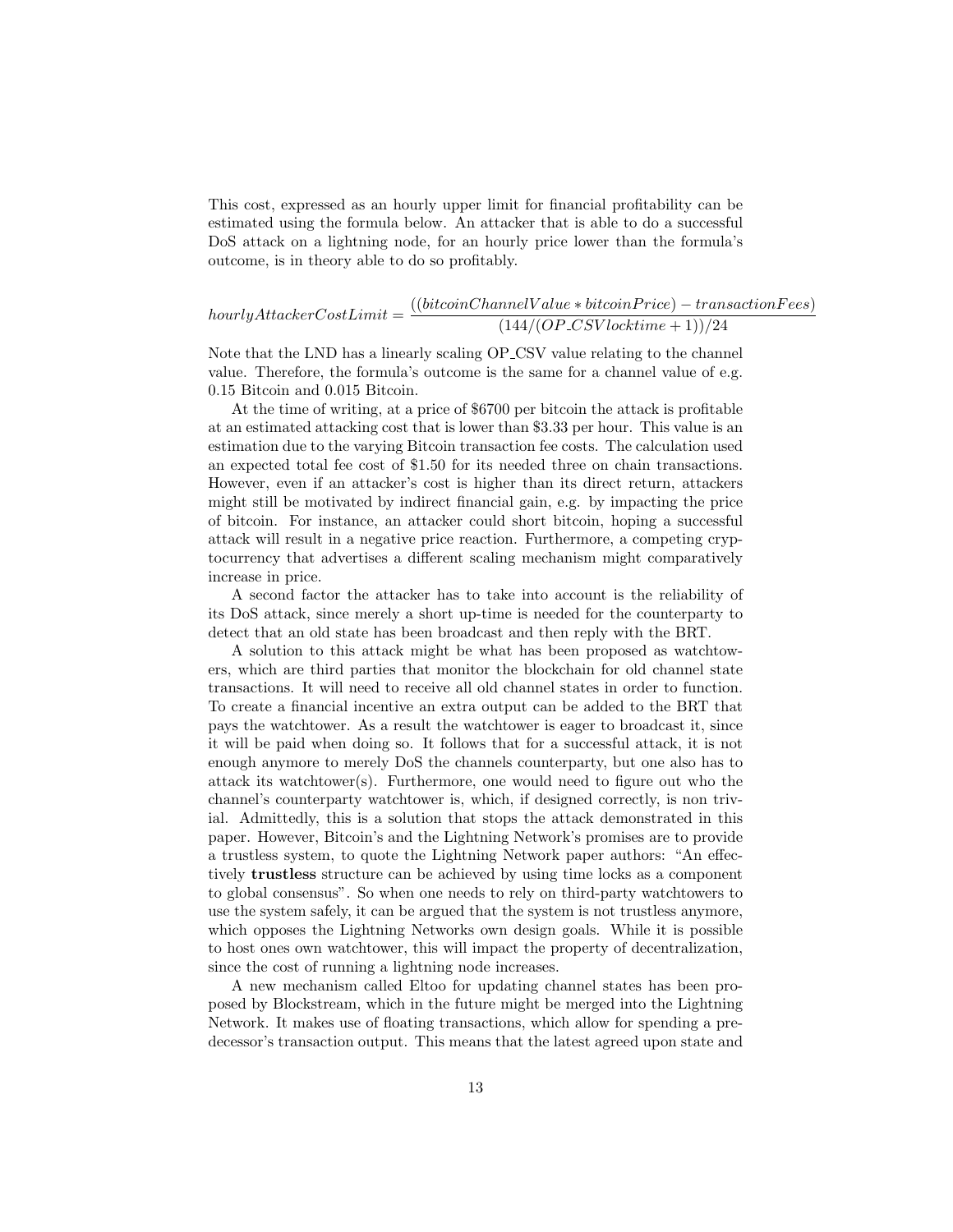This cost, expressed as an hourly upper limit for financial profitability can be estimated using the formula below. An attacker that is able to do a successful DoS attack on a lightning node, for an hourly price lower than the formula's outcome, is in theory able to do so profitably.

$$hourlyAttackerCostLimit = \frac{((bitcoinChannelValue * bitcoinPrice) - transactionFees)}{(144/(OP\_CSVlocktime + 1))/24}$$

Note that the LND has a linearly scaling OP_CSV value relating to the channel value. Therefore, the formula's outcome is the same for a channel value of e.g. 0.15 Bitcoin and 0.015 Bitcoin.

At the time of writing, at a price of $6700 per bitcoin the attack is profitable at an estimated attacking cost that is lower than $3.33 per hour. This value is an estimation due to the varying Bitcoin transaction fee costs. The calculation used an expected total fee cost of $1.50 for its needed three on chain transactions. However, even if an attacker's cost is higher than its direct return, attackers might still be motivated by indirect financial gain, e.g. by impacting the price of bitcoin. For instance, an attacker could short bitcoin, hoping a successful attack will result in a negative price reaction. Furthermore, a competing cryptocurrency that advertises a different scaling mechanism might comparatively increase in price.

A second factor the attacker has to take into account is the reliability of its DoS attack, since merely a short up-time is needed for the counterparty to detect that an old state has been broadcast and then reply with the BRT.

A solution to this attack might be what has been proposed as watchtowers, which are third parties that monitor the blockchain for old channel state transactions. It will need to receive all old channel states in order to function. To create a financial incentive an extra output can be added to the BRT that pays the watchtower. As a result the watchtower is eager to broadcast it, since it will be paid when doing so. It follows that for a successful attack, it is not enough anymore to merely DoS the channels counterparty, but one also has to attack its watchtower(s). Furthermore, one would need to figure out who the channel's counterparty watchtower is, which, if designed correctly, is non trivial. Admittedly, this is a solution that stops the attack demonstrated in this paper. However, Bitcoin's and the Lightning Network's promises are to provide a trustless system, to quote the Lightning Network paper authors: "An effectively **trustless** structure can be achieved by using time locks as a component to global consensus". So when one needs to rely on third-party watchtowers to use the system safely, it can be argued that the system is not trustless anymore, which opposes the Lightning Networks own design goals. While it is possible to host ones own watchtower, this will impact the property of decentralization, since the cost of running a lightning node increases.

A new mechanism called Eltoo for updating channel states has been proposed by Blockstream, which in the future might be merged into the Lightning Network. It makes use of floating transactions, which allow for spending a predecessor's transaction output. This means that the latest agreed upon state and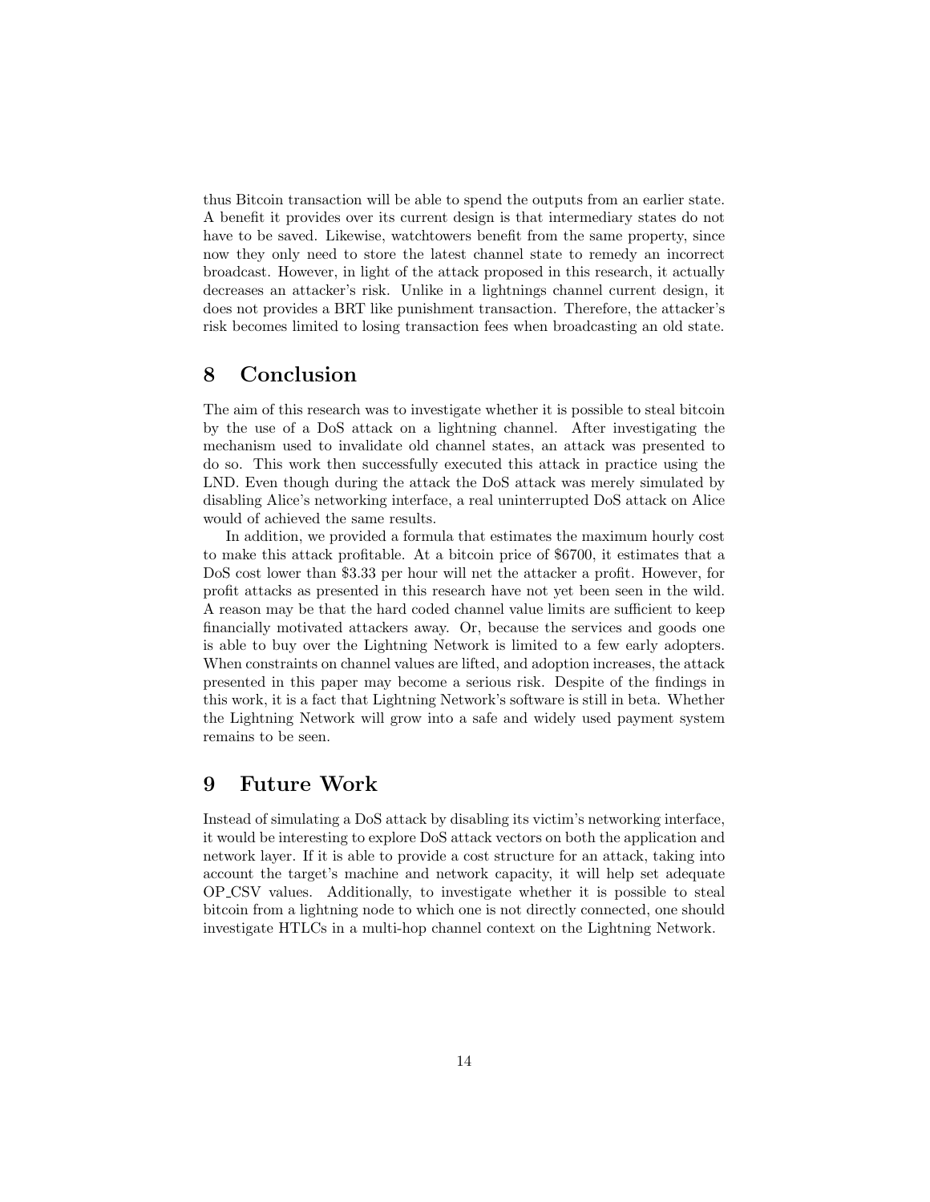thus Bitcoin transaction will be able to spend the outputs from an earlier state. A benefit it provides over its current design is that intermediary states do not have to be saved. Likewise, watchtowers benefit from the same property, since now they only need to store the latest channel state to remedy an incorrect broadcast. However, in light of the attack proposed in this research, it actually decreases an attacker's risk. Unlike in a lightnings channel current design, it does not provides a BRT like punishment transaction. Therefore, the attacker's risk becomes limited to losing transaction fees when broadcasting an old state.

## 8 Conclusion

The aim of this research was to investigate whether it is possible to steal bitcoin by the use of a DoS attack on a lightning channel. After investigating the mechanism used to invalidate old channel states, an attack was presented to do so. This work then successfully executed this attack in practice using the LND. Even though during the attack the DoS attack was merely simulated by disabling Alice's networking interface, a real uninterrupted DoS attack on Alice would of achieved the same results.

In addition, we provided a formula that estimates the maximum hourly cost to make this attack profitable. At a bitcoin price of $6700, it estimates that a DoS cost lower than $3.33 per hour will net the attacker a profit. However, for profit attacks as presented in this research have not yet been seen in the wild. A reason may be that the hard coded channel value limits are sufficient to keep financially motivated attackers away. Or, because the services and goods one is able to buy over the Lightning Network is limited to a few early adopters. When constraints on channel values are lifted, and adoption increases, the attack presented in this paper may become a serious risk. Despite of the findings in this work, it is a fact that Lightning Network's software is still in beta. Whether the Lightning Network will grow into a safe and widely used payment system remains to be seen.

## 9 Future Work

Instead of simulating a DoS attack by disabling its victim's networking interface, it would be interesting to explore DoS attack vectors on both the application and network layer. If it is able to provide a cost structure for an attack, taking into account the target's machine and network capacity, it will help set adequate OP_CSV values. Additionally, to investigate whether it is possible to steal bitcoin from a lightning node to which one is not directly connected, one should investigate HTLCs in a multi-hop channel context on the Lightning Network.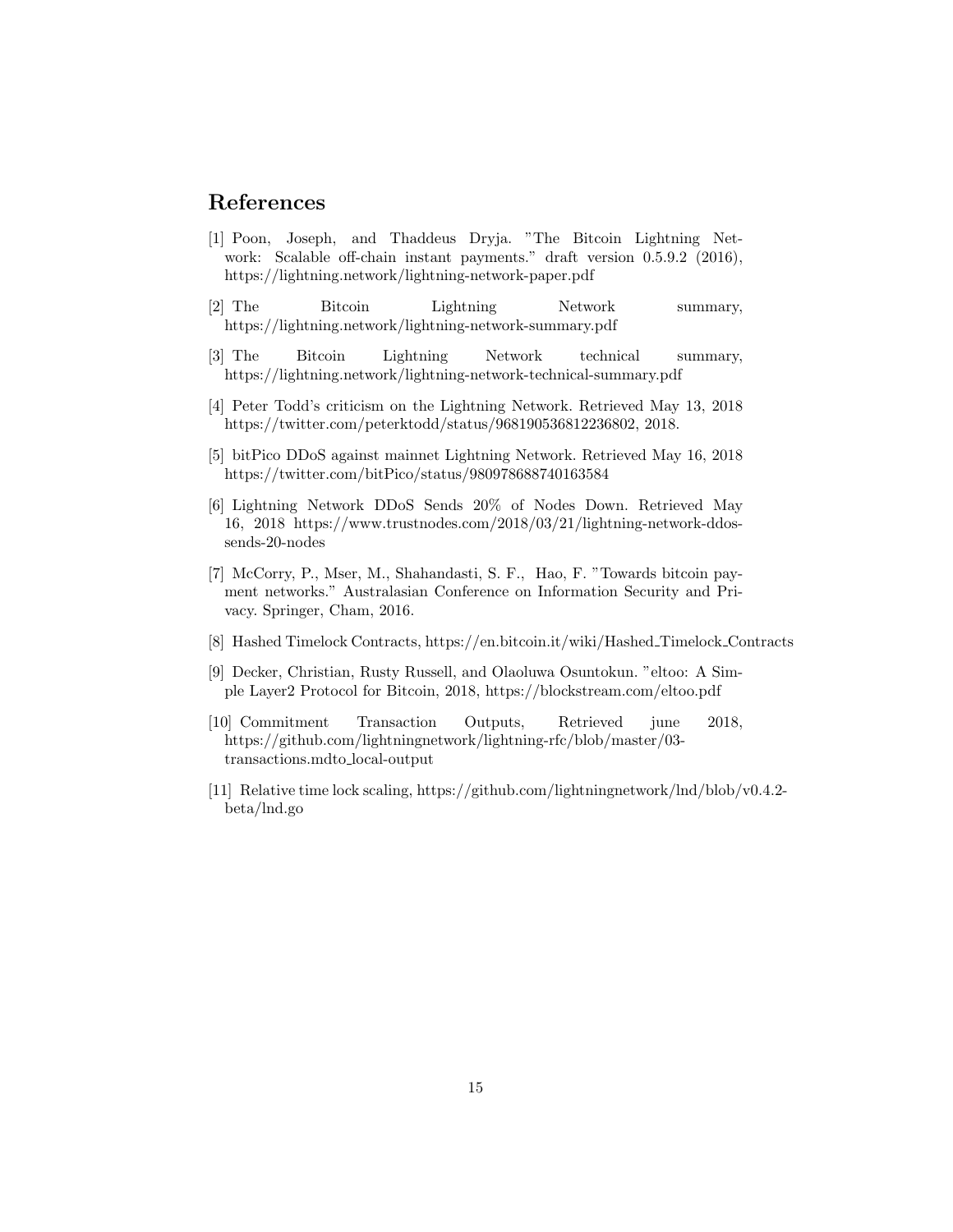## References

[1] Poon, Joseph, and Thaddeus Dryja. "The Bitcoin Lightning Network: Scalable off-chain instant payments." draft version 0.5.9.2 (2016), https://lightning.network/lightning-network-paper.pdf

[2] The Bitcoin Lightning Network summary, https://lightning.network/lightning-network-summary.pdf

[3] The Bitcoin Lightning Network technical summary, https://lightning.network/lightning-network-technical-summary.pdf

[4] Peter Todd's criticism on the Lightning Network. Retrieved May 13, 2018 https://twitter.com/peterktodd/status/968190536812236802, 2018.

[5] bitPico DDoS against mainnet Lightning Network. Retrieved May 16, 2018 https://twitter.com/bitPico/status/980978688740163584

[6] Lightning Network DDoS Sends 20% of Nodes Down. Retrieved May 16, 2018 https://www.trustnodes.com/2018/03/21/lightning-network-ddos-sends-20-nodes

[7] McCorry, P., Mser, M., Shahandasti, S. F., Hao, F. "Towards bitcoin payment networks." Australasian Conference on Information Security and Privacy. Springer, Cham, 2016.

[8] Hashed Timelock Contracts, https://en.bitcoin.it/wiki/Hashed_Timelock_Contracts

[9] Decker, Christian, Rusty Russell, and Olaoluwa Osuntokun. "eltoo: A Simple Layer2 Protocol for Bitcoin, 2018, https://blockstream.com/eltoo.pdf

[10] Commitment Transaction Outputs, Retrieved june 2018, https://github.com/lightningnetwork/lightning-rfc/blob/master/03-transactions.mdto_local-output

[11] Relative time lock scaling, https://github.com/lightningnetwork/lnd/blob/v0.4.2-beta/lnd.go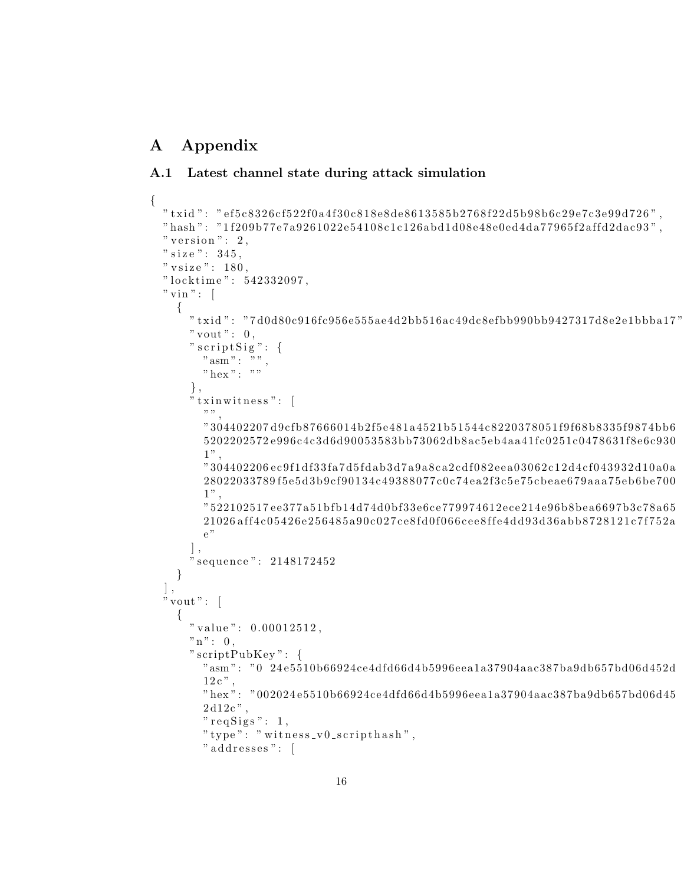# A Appendix

## A.1 Latest channel state during attack simulation

```
{
  "txid": "ef5c8326cf522f0a4f30c818e8de8613585b2768f22d5b98b6c29e7c3e99d726",
  "hash": "1f209b77e7a9261022e54108c1c126abd1d08e48e0ed4da77965f2affd2dac93",
  "version": 2,
  "size": 345,
  "vsize": 180,
  "locktime": 542332097,
  "vin": [
    {
      "txid": "7d0d80c916fc956e555ae4d2bb516ac49dc8efbb990bb9427317d8e2e1bbba17"
      "vout": 0,
      "scriptSig": {
        "asm": "",
        "hex": ""
      },
      "txinwitness": [
        "",
        "304402207d9cfb87666014b2f5e481a4521b51544c8220378051f9f68b8335f9874bb6
        5202202572e996c4c3d6d90053583bb73062db8ac5eb4aa41fc0251c0478631f8e6c930
        1",
        "304402206ec9f1df33fa7d5fdab3d7a9a8ca2cdf082eea03062c12d4cf043932d10a0a
        28022033789f5e5d3b9cf90134c49388077c0c74ea2f3c5e75cbeae679aaa75eb6be700
        1",
        "522102517ee377a51bfb14d74d0bf33e6ce779974612ece214e96b8bea6697b3c78a65
        21026aff4c05426e256485a90c027ce8fd0f066cee8ffe4dd93d36abb8728121c7f752a
        e"
      ],
      "sequence": 2148172452
    }
  ],
  "vout": [
    {
      "value": 0.00012512,
      "n": 0,
      "scriptPubKey": {
        "asm": "0 24e5510b66924ce4dfd66d4b5996eea1a37904aac387ba9db657bd06d452d
        12c",
        "hex": "002024e5510b66924ce4dfd66d4b5996eea1a37904aac387ba9db657bd06d45
        2d12c",
        "reqSigs": 1,
        "type": "witness_v0_scripthash",
        "addresses": [
```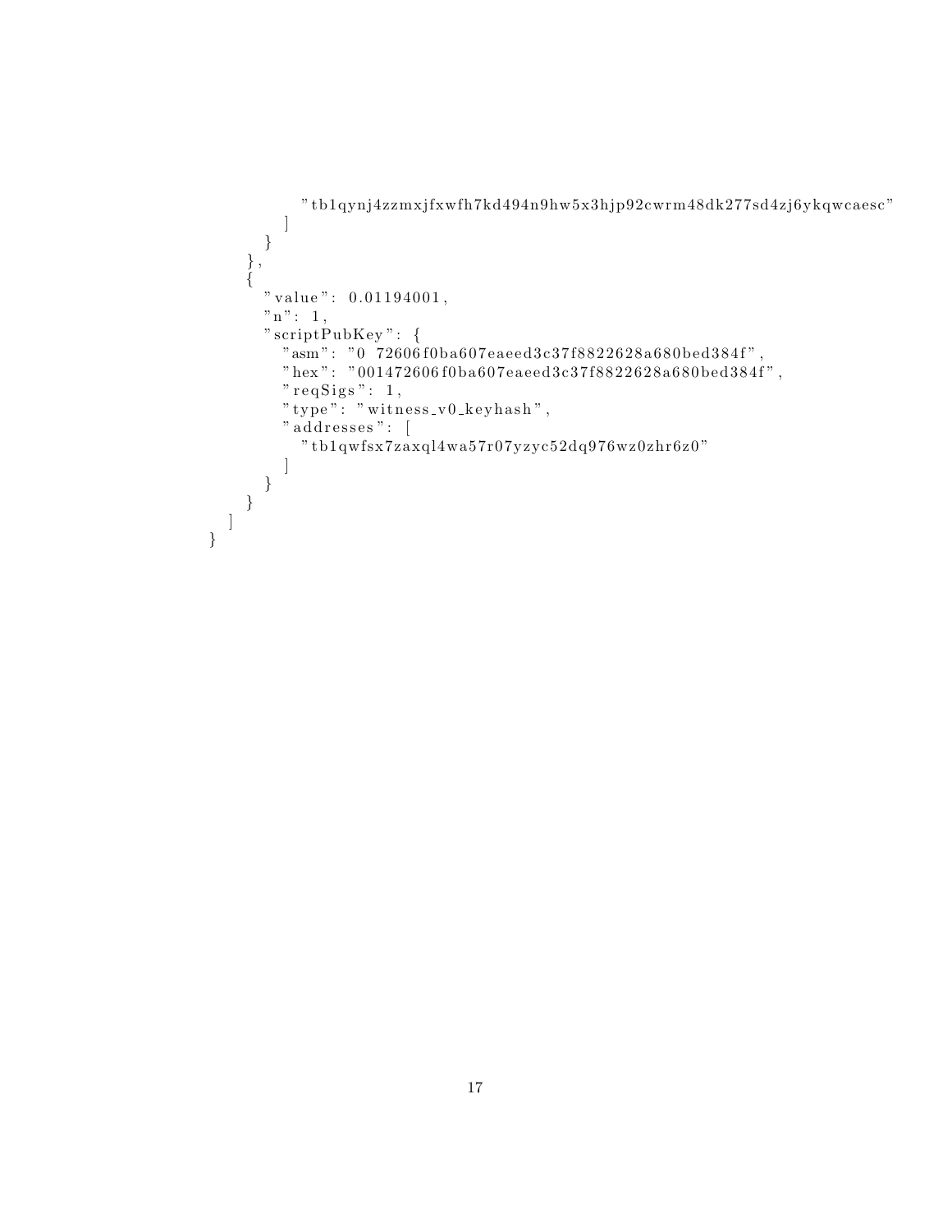```
          "tb1qynj4zzmxjfxwfh7kd494n9hw5x3hjp92cwrm48dk277sd4zj6ykqwcaesc"
        ]
      }
    },
    {
      "value": 0.01194001,
      "n": 1,
      "scriptPubKey": {
        "asm": "0 72606f0ba607eaeed3c37f8822628a680bed384f",
        "hex": "001472606f0ba607eaeed3c37f8822628a680bed384f",
        "reqSigs": 1,
        "type": "witness_v0_keyhash",
        "addresses": [
          "tb1qwfsx7zaxql4wa57r07yzyc52dq976wz0zhr6z0"
        ]
      }
    }
  ]
}
```